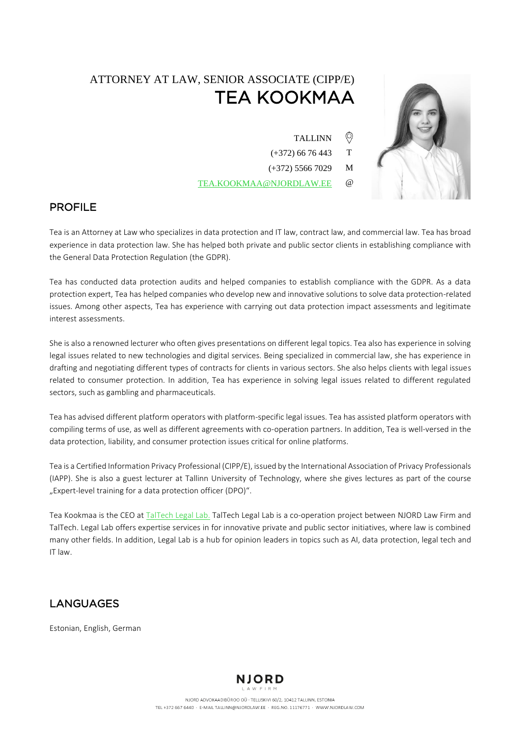ATTORNEY AT LAW, SENIOR ASSOCIATE (CIPP/E)

# TEA KOOKMAA

TALLINN
(+372) 66 76 443 T
(+372) 5566 7029 M
TEA.KOOKMAA@NJORDLAW.EE @

## PROFILE

Tea is an Attorney at Law who specializes in data protection and IT law, contract law, and commercial law. Tea has broad experience in data protection law. She has helped both private and public sector clients in establishing compliance with the General Data Protection Regulation (the GDPR).

Tea has conducted data protection audits and helped companies to establish compliance with the GDPR. As a data protection expert, Tea has helped companies who develop new and innovative solutions to solve data protection-related issues. Among other aspects, Tea has experience with carrying out data protection impact assessments and legitimate interest assessments.

She is also a renowned lecturer who often gives presentations on different legal topics. Tea also has experience in solving legal issues related to new technologies and digital services. Being specialized in commercial law, she has experience in drafting and negotiating different types of contracts for clients in various sectors. She also helps clients with legal issues related to consumer protection. In addition, Tea has experience in solving legal issues related to different regulated sectors, such as gambling and pharmaceuticals.

Tea has advised different platform operators with platform-specific legal issues. Tea has assisted platform operators with compiling terms of use, as well as different agreements with co-operation partners. In addition, Tea is well-versed in the data protection, liability, and consumer protection issues critical for online platforms.

Tea is a Certified Information Privacy Professional (CIPP/E), issued by the International Association of Privacy Professionals (IAPP). She is also a guest lecturer at Tallinn University of Technology, where she gives lectures as part of the course „Expert-level training for a data protection officer (DPO)".

Tea Kookmaa is the CEO at TalTech Legal Lab. TalTech Legal Lab is a co-operation project between NJORD Law Firm and TalTech. Legal Lab offers expertise services in for innovative private and public sector initiatives, where law is combined many other fields. In addition, Legal Lab is a hub for opinion leaders in topics such as AI, data protection, legal tech and IT law.

## LANGUAGES

Estonian, English, German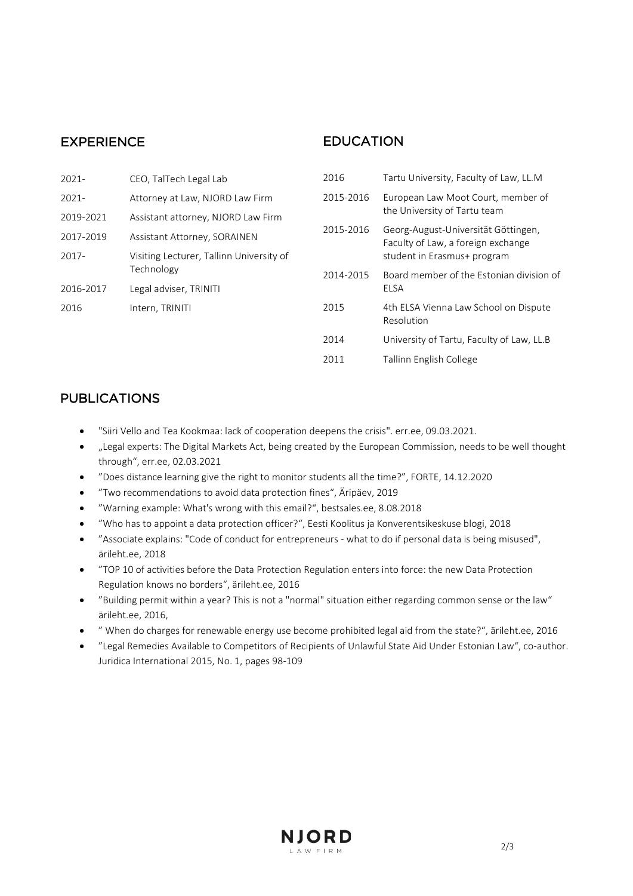## EXPERIENCE

| | |
|---|---|
| 2021- | CEO, TalTech Legal Lab |
| 2021- | Attorney at Law, NJORD Law Firm |
| 2019-2021 | Assistant attorney, NJORD Law Firm |
| 2017-2019 | Assistant Attorney, SORAINEN |
| 2017- | Visiting Lecturer, Tallinn University of Technology |
| 2016-2017 | Legal adviser, TRINITI |
| 2016 | Intern, TRINITI |

## EDUCATION

| | |
|---|---|
| 2016 | Tartu University, Faculty of Law, LL.M |
| 2015-2016 | European Law Moot Court, member of the University of Tartu team |
| 2015-2016 | Georg-August-Universität Göttingen, Faculty of Law, a foreign exchange student in Erasmus+ program |
| 2014-2015 | Board member of the Estonian division of ELSA |
| 2015 | 4th ELSA Vienna Law School on Dispute Resolution |
| 2014 | University of Tartu, Faculty of Law, LL.B |
| 2011 | Tallinn English College |

## PUBLICATIONS

- "Siiri Vello and Tea Kookmaa: lack of cooperation deepens the crisis". err.ee, 09.03.2021.
- „Legal experts: The Digital Markets Act, being created by the European Commission, needs to be well thought through", err.ee, 02.03.2021
- "Does distance learning give the right to monitor students all the time?", FORTE, 14.12.2020
- "Two recommendations to avoid data protection fines", Äripäev, 2019
- "Warning example: What's wrong with this email?", bestsales.ee, 8.08.2018
- "Who has to appoint a data protection officer?", Eesti Koolitus ja Konverentsikeskuse blogi, 2018
- "Associate explains: "Code of conduct for entrepreneurs - what to do if personal data is being misused", ärileht.ee, 2018
- "TOP 10 of activities before the Data Protection Regulation enters into force: the new Data Protection Regulation knows no borders", ärileht.ee, 2016
- "Building permit within a year? This is not a "normal" situation either regarding common sense or the law" ärileht.ee, 2016,
- " When do charges for renewable energy use become prohibited legal aid from the state?", ärileht.ee, 2016
- "Legal Remedies Available to Competitors of Recipients of Unlawful State Aid Under Estonian Law", co-author. Juridica International 2015, No. 1, pages 98-109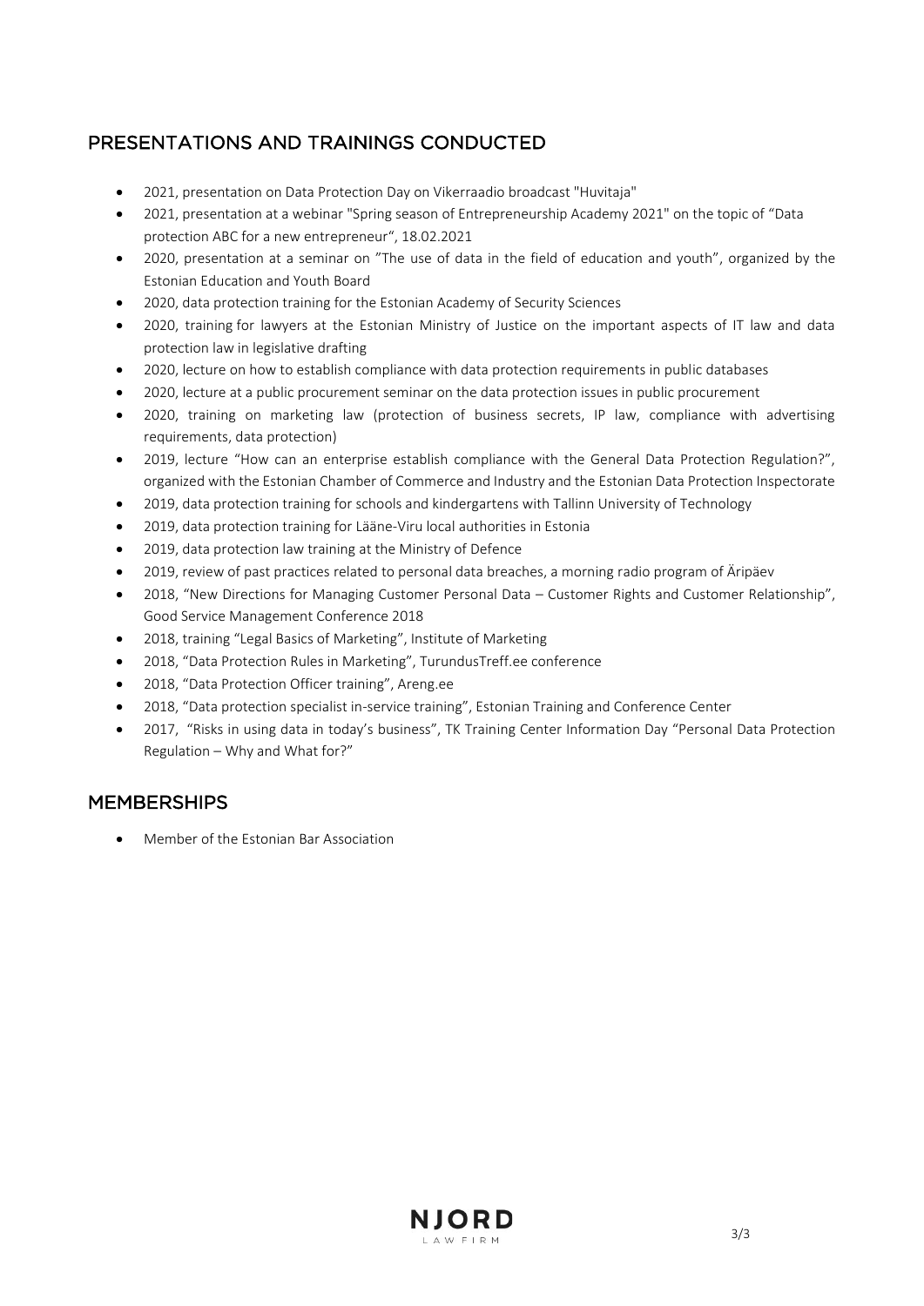## PRESENTATIONS AND TRAININGS CONDUCTED

- 2021, presentation on Data Protection Day on Vikerraadio broadcast "Huvitaja"
- 2021, presentation at a webinar "Spring season of Entrepreneurship Academy 2021" on the topic of "Data protection ABC for a new entrepreneur", 18.02.2021
- 2020, presentation at a seminar on "The use of data in the field of education and youth", organized by the Estonian Education and Youth Board
- 2020, data protection training for the Estonian Academy of Security Sciences
- 2020, training for lawyers at the Estonian Ministry of Justice on the important aspects of IT law and data protection law in legislative drafting
- 2020, lecture on how to establish compliance with data protection requirements in public databases
- 2020, lecture at a public procurement seminar on the data protection issues in public procurement
- 2020, training on marketing law (protection of business secrets, IP law, compliance with advertising requirements, data protection)
- 2019, lecture "How can an enterprise establish compliance with the General Data Protection Regulation?", organized with the Estonian Chamber of Commerce and Industry and the Estonian Data Protection Inspectorate
- 2019, data protection training for schools and kindergartens with Tallinn University of Technology
- 2019, data protection training for Lääne-Viru local authorities in Estonia
- 2019, data protection law training at the Ministry of Defence
- 2019, review of past practices related to personal data breaches, a morning radio program of Äripäev
- 2018, "New Directions for Managing Customer Personal Data – Customer Rights and Customer Relationship", Good Service Management Conference 2018
- 2018, training "Legal Basics of Marketing", Institute of Marketing
- 2018, "Data Protection Rules in Marketing", TurundusTreff.ee conference
- 2018, "Data Protection Officer training", Areng.ee
- 2018, "Data protection specialist in-service training", Estonian Training and Conference Center
- 2017, "Risks in using data in today's business", TK Training Center Information Day "Personal Data Protection Regulation – Why and What for?"

## MEMBERSHIPS

- Member of the Estonian Bar Association